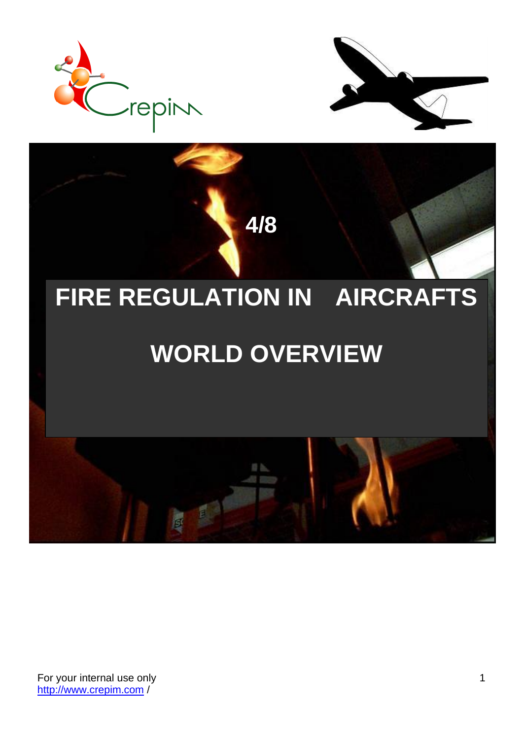4/8

# FIRE REGULATION IN AIRCRAFTS

# WORLD OVERVIEW

For your internal use only
http://www.crepim.com /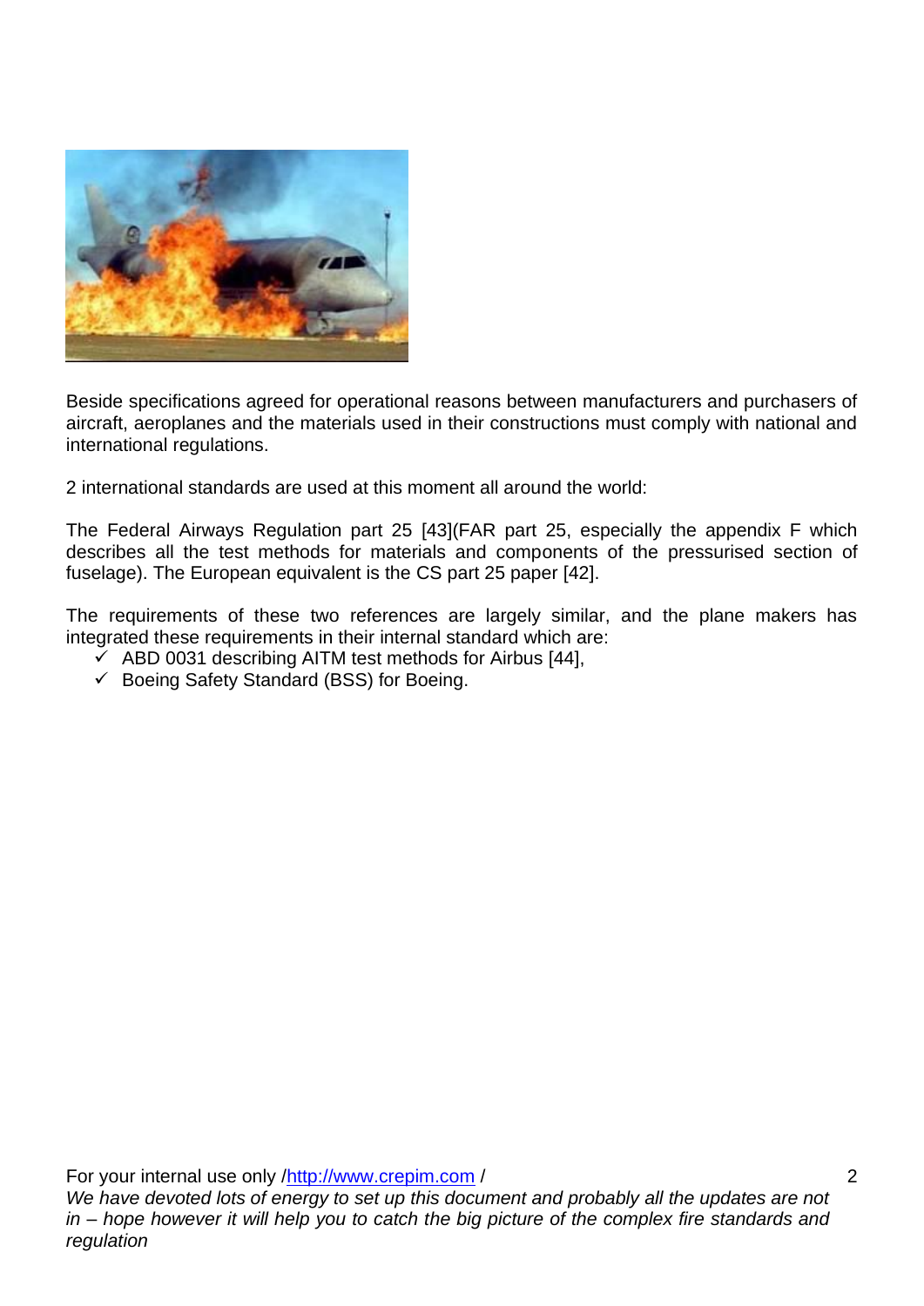Beside specifications agreed for operational reasons between manufacturers and purchasers of aircraft, aeroplanes and the materials used in their constructions must comply with national and international regulations.

2 international standards are used at this moment all around the world:

The Federal Airways Regulation part 25 [43](FAR part 25, especially the appendix F which describes all the test methods for materials and components of the pressurised section of fuselage). The European equivalent is the CS part 25 paper [42].

The requirements of these two references are largely similar, and the plane makers has integrated these requirements in their internal standard which are:

- ✓ ABD 0031 describing AITM test methods for Airbus [44],
- ✓ Boeing Safety Standard (BSS) for Boeing.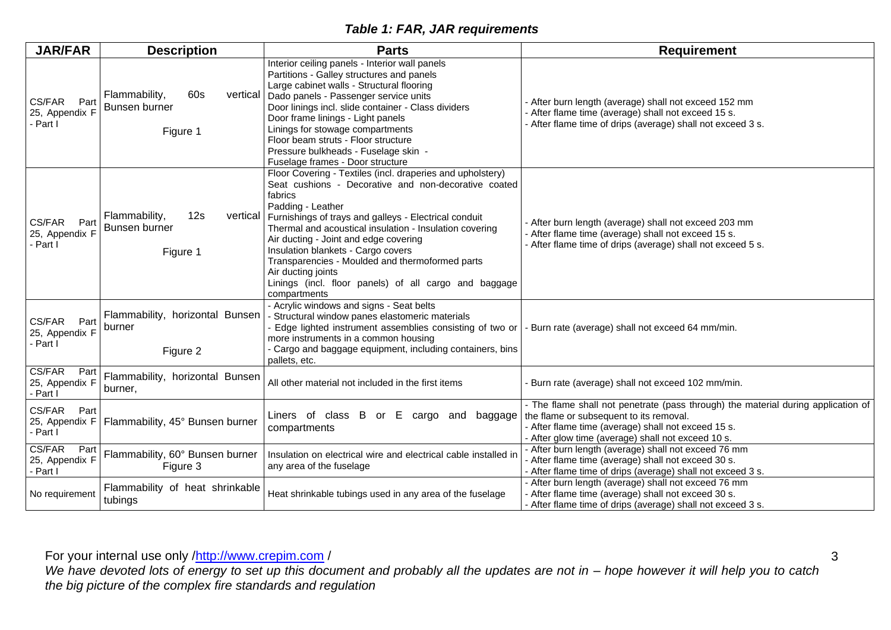***Table 1: FAR, JAR requirements***

| JAR/FAR | Description | Parts | Requirement |
|---|---|---|---|
| CS/FAR Part 25, Appendix F - Part I | Flammability, 60s vertical Bunsen burner<br><br>Figure 1 | Interior ceiling panels - Interior wall panels<br>Partitions - Galley structures and panels<br>Large cabinet walls - Structural flooring<br>Dado panels - Passenger service units<br>Door linings incl. slide container - Class dividers<br>Door frame linings - Light panels<br>Linings for stowage compartments<br>Floor beam struts - Floor structure<br>Pressure bulkheads - Fuselage skin -<br>Fuselage frames - Door structure | - After burn length (average) shall not exceed 152 mm<br>- After flame time (average) shall not exceed 15 s.<br>- After flame time of drips (average) shall not exceed 3 s. |
| CS/FAR Part 25, Appendix F - Part I | Flammability, 12s vertical Bunsen burner<br><br>Figure 1 | Floor Covering - Textiles (incl. draperies and upholstery)<br>Seat cushions - Decorative and non-decorative coated fabrics<br>Padding - Leather<br>Furnishings of trays and galleys - Electrical conduit<br>Thermal and acoustical insulation - Insulation covering<br>Air ducting - Joint and edge covering<br>Insulation blankets - Cargo covers<br>Transparencies - Moulded and thermoformed parts<br>Air ducting joints<br>Linings (incl. floor panels) of all cargo and baggage compartments | - After burn length (average) shall not exceed 203 mm<br>- After flame time (average) shall not exceed 15 s.<br>- After flame time of drips (average) shall not exceed 5 s. |
| CS/FAR Part 25, Appendix F - Part I | Flammability, horizontal Bunsen burner<br><br>Figure 2 | - Acrylic windows and signs - Seat belts<br>- Structural window panes elastomeric materials<br>- Edge lighted instrument assemblies consisting of two or more instruments in a common housing<br>- Cargo and baggage equipment, including containers, bins pallets, etc. | - Burn rate (average) shall not exceed 64 mm/min. |
| CS/FAR Part 25, Appendix F - Part I | Flammability, horizontal Bunsen burner, | All other material not included in the first items | - Burn rate (average) shall not exceed 102 mm/min. |
| CS/FAR Part 25, Appendix F - Part I | Flammability, 45° Bunsen burner | Liners of class B or E cargo and baggage compartments | - The flame shall not penetrate (pass through) the material during application of the flame or subsequent to its removal.<br>- After flame time (average) shall not exceed 15 s.<br>- After glow time (average) shall not exceed 10 s. |
| CS/FAR Part 25, Appendix F - Part I | Flammability, 60° Bunsen burner<br>Figure 3 | Insulation on electrical wire and electrical cable installed in any area of the fuselage | - After burn length (average) shall not exceed 76 mm<br>- After flame time (average) shall not exceed 30 s.<br>- After flame time of drips (average) shall not exceed 3 s. |
| No requirement | Flammability of heat shrinkable tubings | Heat shrinkable tubings used in any area of the fuselage | - After burn length (average) shall not exceed 76 mm<br>- After flame time (average) shall not exceed 30 s.<br>- After flame time of drips (average) shall not exceed 3 s. |

For your internal use only /http://www.crepim.com /
*We have devoted lots of energy to set up this document and probably all the updates are not in – hope however it will help you to catch the big picture of the complex fire standards and regulation*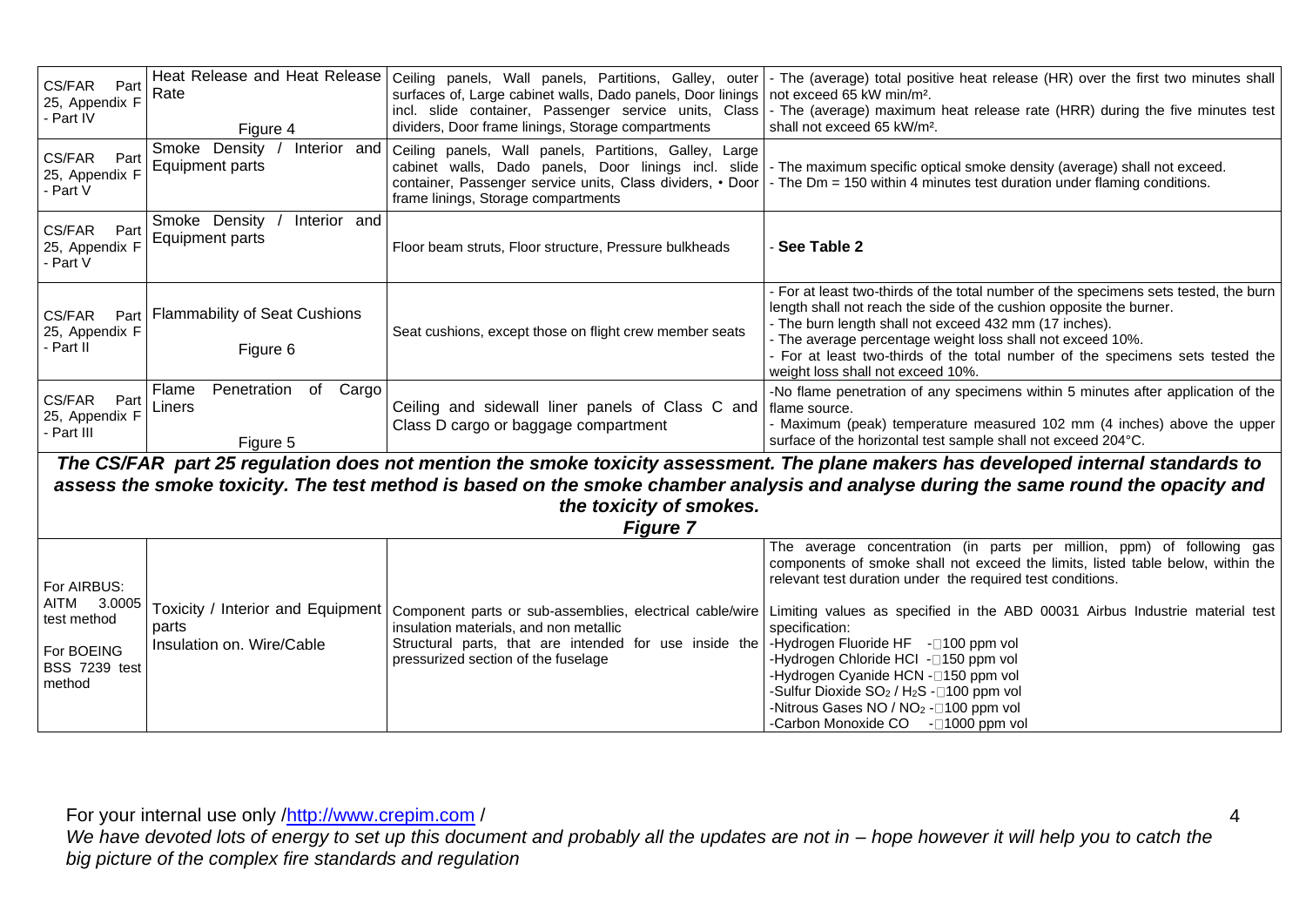| | | | |
|---|---|---|---|
| CS/FAR Part 25, Appendix F - Part IV | Heat Release and Heat Release Rate<br><br>Figure 4 | Ceiling panels, Wall panels, Partitions, Galley, outer surfaces of, Large cabinet walls, Dado panels, Door linings incl. slide container, Passenger service units, Class dividers, Door frame linings, Storage compartments | - The (average) total positive heat release (HR) over the first two minutes shall not exceed 65 kW min/m².<br>- The (average) maximum heat release rate (HRR) during the five minutes test shall not exceed 65 kW/m². |
| CS/FAR Part 25, Appendix F - Part V | Smoke Density / Interior and Equipment parts | Ceiling panels, Wall panels, Partitions, Galley, Large cabinet walls, Dado panels, Door linings incl. slide container, Passenger service units, Class dividers, • Door frame linings, Storage compartments | - The maximum specific optical smoke density (average) shall not exceed.<br>- The Dm = 150 within 4 minutes test duration under flaming conditions. |
| CS/FAR Part 25, Appendix F - Part V | Smoke Density / Interior and Equipment parts | Floor beam struts, Floor structure, Pressure bulkheads | - **See Table 2** |
| CS/FAR Part 25, Appendix F - Part II | Flammability of Seat Cushions<br><br>Figure 6 | Seat cushions, except those on flight crew member seats | - For at least two-thirds of the total number of the specimens sets tested, the burn length shall not reach the side of the cushion opposite the burner.<br>- The burn length shall not exceed 432 mm (17 inches).<br>- The average percentage weight loss shall not exceed 10%.<br>- For at least two-thirds of the total number of the specimens sets tested the weight loss shall not exceed 10%. |
| CS/FAR Part 25, Appendix F - Part III | Flame Penetration of Cargo Liners<br><br>Figure 5 | Ceiling and sidewall liner panels of Class C and Class D cargo or baggage compartment | -No flame penetration of any specimens within 5 minutes after application of the flame source.<br>- Maximum (peak) temperature measured 102 mm (4 inches) above the upper surface of the horizontal test sample shall not exceed 204°C. |

***The CS/FAR part 25 regulation does not mention the smoke toxicity assessment. The plane makers has developed internal standards to assess the smoke toxicity. The test method is based on the smoke chamber analysis and analyse during the same round the opacity and the toxicity of smokes.***

***Figure 7***

| | | | |
|---|---|---|---|
| For AIRBUS: AITM 3.0005 test method<br><br>For BOEING BSS 7239 test method | Toxicity / Interior and Equipment parts<br>Insulation on. Wire/Cable | Component parts or sub-assemblies, electrical cable/wire insulation materials, and non metallic Structural parts, that are intended for use inside the pressurized section of the fuselage | The average concentration (in parts per million, ppm) of following gas components of smoke shall not exceed the limits, listed table below, within the relevant test duration under the required test conditions.<br><br>Limiting values as specified in the ABD 00031 Airbus Industrie material test specification:<br>-Hydrogen Fluoride HF - 100 ppm vol<br>-Hydrogen Chloride HCl - 150 ppm vol<br>-Hydrogen Cyanide HCN - 150 ppm vol<br>-Sulfur Dioxide $SO_2$ / $H_2S$ - 100 ppm vol<br>-Nitrous Gases NO / $NO_2$ - 100 ppm vol<br>-Carbon Monoxide CO - 1000 ppm vol |

For your internal use only /http://www.crepim.com /

*We have devoted lots of energy to set up this document and probably all the updates are not in – hope however it will help you to catch the big picture of the complex fire standards and regulation*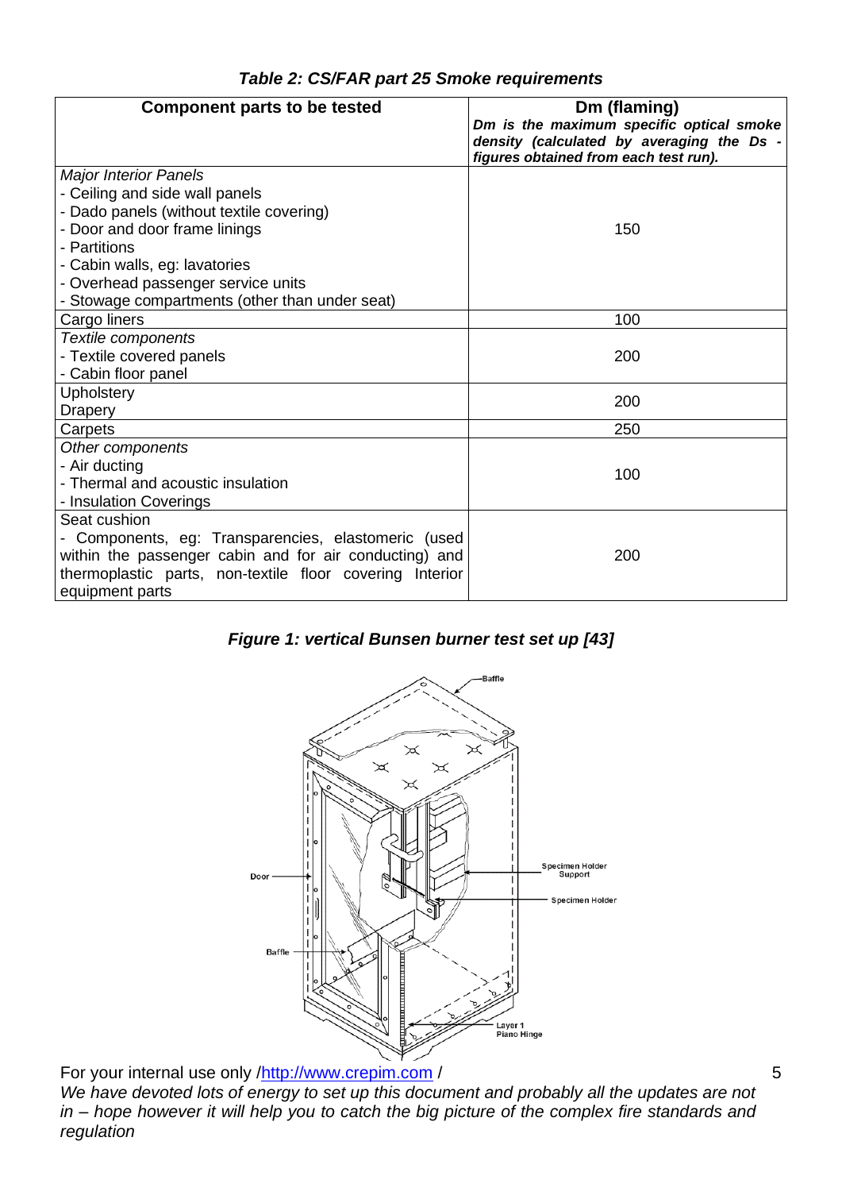***Table 2: CS/FAR part 25 Smoke requirements***

| Component parts to be tested | Dm (flaming) *Dm is the maximum specific optical smoke density (calculated by averaging the Ds - figures obtained from each test run).* |
|---|---|
| *Major Interior Panels*<br>- Ceiling and side wall panels<br>- Dado panels (without textile covering)<br>- Door and door frame linings<br>- Partitions<br>- Cabin walls, eg: lavatories<br>- Overhead passenger service units<br>- Stowage compartments (other than under seat) | 150 |
| Cargo liners | 100 |
| *Textile components*<br>- Textile covered panels<br>- Cabin floor panel | 200 |
| Upholstery<br>Drapery | 200 |
| Carpets | 250 |
| *Other components*<br>- Air ducting<br>- Thermal and acoustic insulation<br>- Insulation Coverings | 100 |
| Seat cushion<br>- Components, eg: Transparencies, elastomeric (used within the passenger cabin and for air conducting) and thermoplastic parts, non-textile floor covering Interior equipment parts | 200 |

***Figure 1: vertical Bunsen burner test set up [43]***

For your internal use only /http://www.crepim.com /

*We have devoted lots of energy to set up this document and probably all the updates are not in – hope however it will help you to catch the big picture of the complex fire standards and regulation*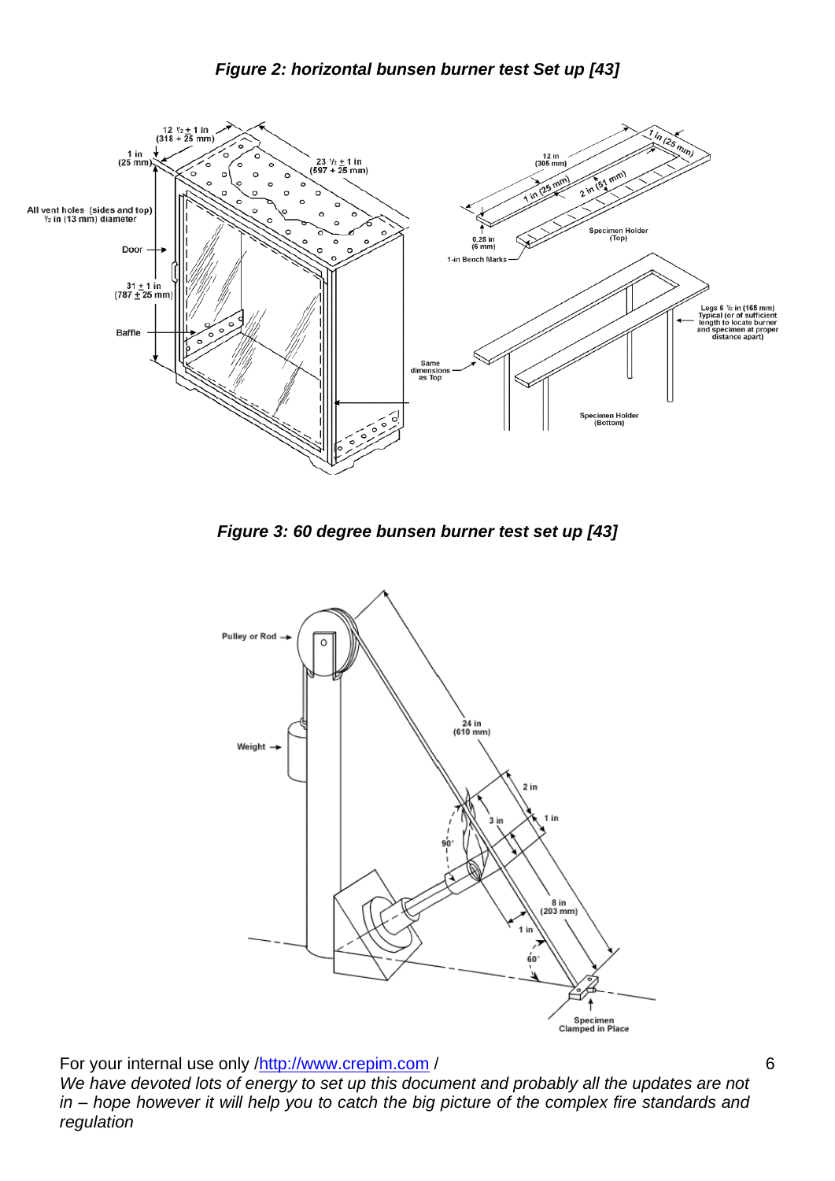***Figure 2: horizontal bunsen burner test Set up [43]***

***Figure 3: 60 degree bunsen burner test set up [43]***

For your internal use only /http://www.crepim.com /

*We have devoted lots of energy to set up this document and probably all the updates are not in – hope however it will help you to catch the big picture of the complex fire standards and regulation*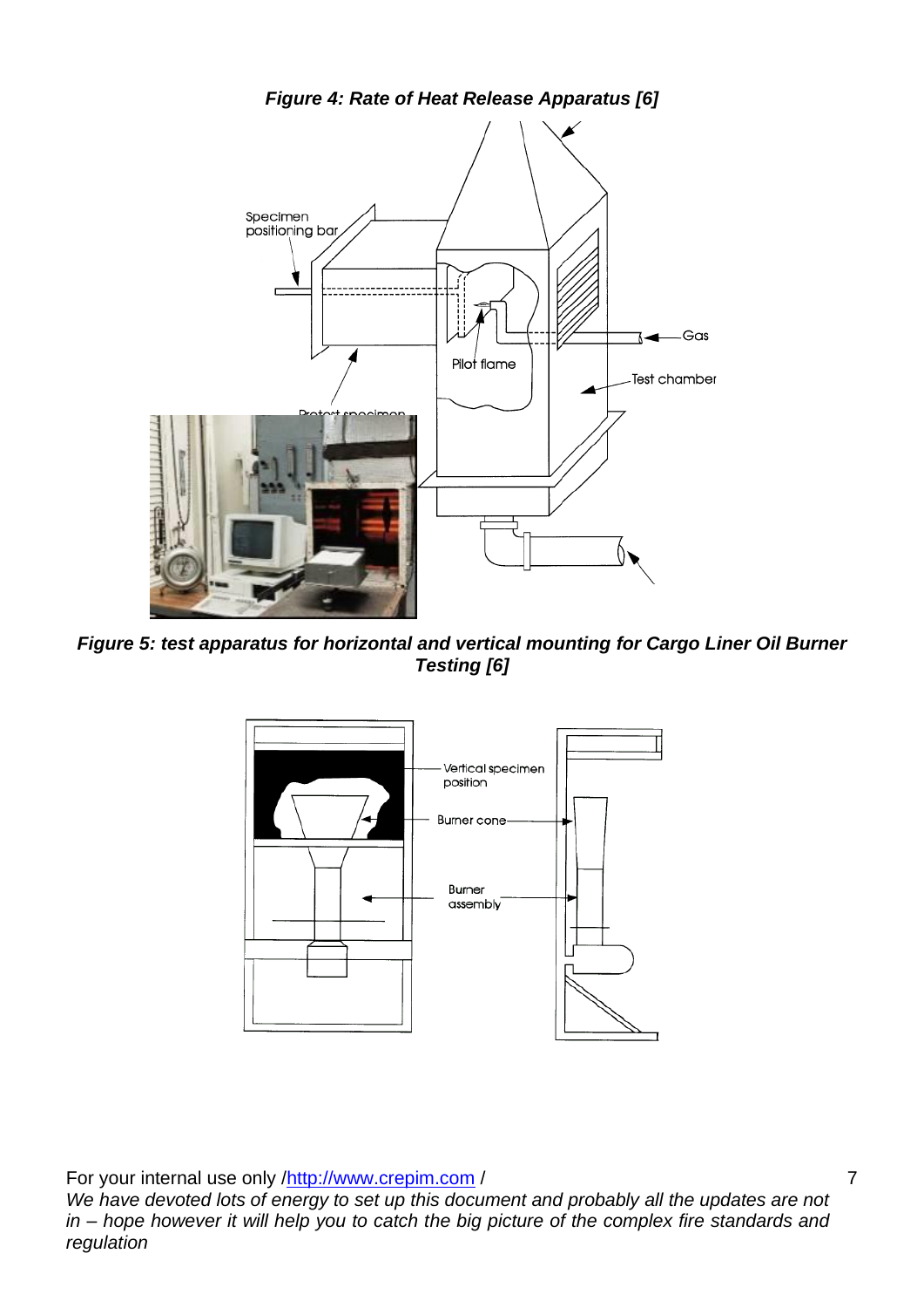*Figure 4: Rate of Heat Release Apparatus [6]*

*Figure 5: test apparatus for horizontal and vertical mounting for Cargo Liner Oil Burner Testing [6]*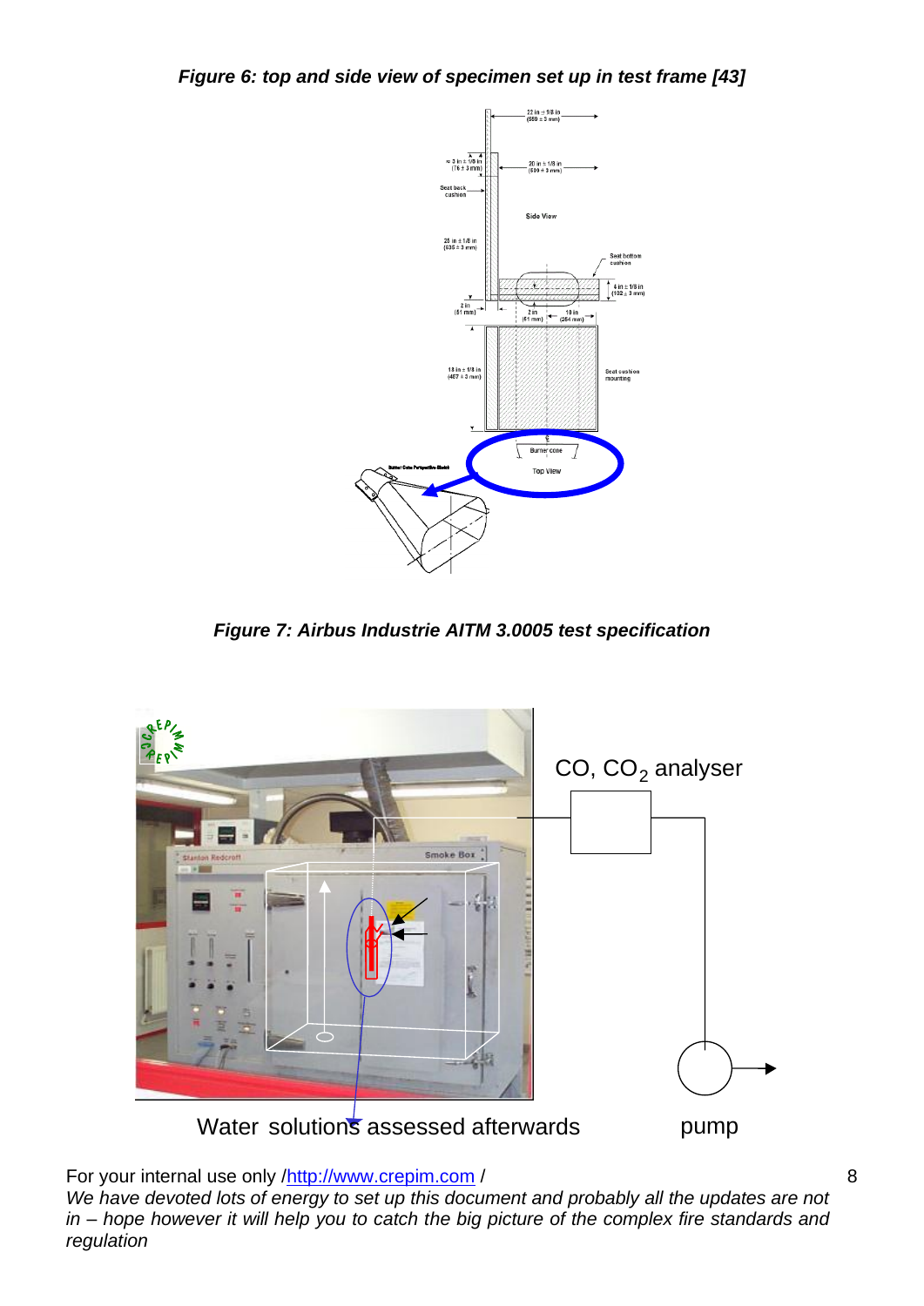***Figure 6: top and side view of specimen set up in test frame [43]***

***Figure 7: Airbus Industrie AITM 3.0005 test specification***

CO, $CO_2$ analyser

Water solutions assessed afterwards

pump

For your internal use only /http://www.crepim.com /

*We have devoted lots of energy to set up this document and probably all the updates are not in – hope however it will help you to catch the big picture of the complex fire standards and regulation*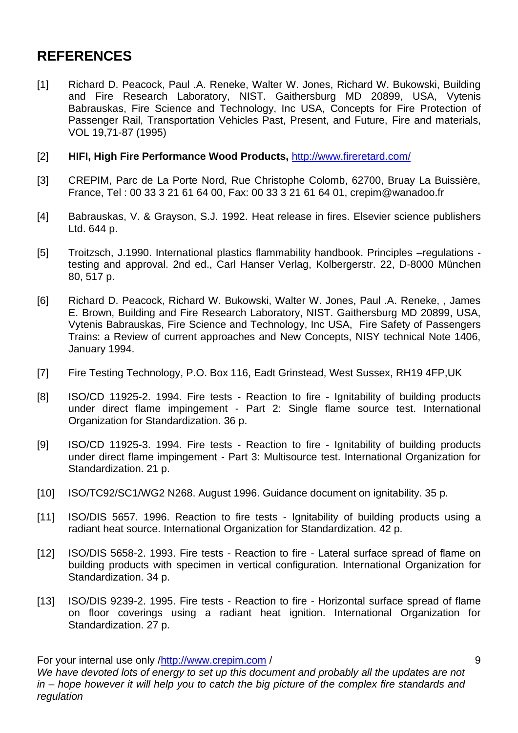## REFERENCES

[1] Richard D. Peacock, Paul .A. Reneke, Walter W. Jones, Richard W. Bukowski, Building and Fire Research Laboratory, NIST. Gaithersburg MD 20899, USA, Vytenis Babrauskas, Fire Science and Technology, Inc USA, Concepts for Fire Protection of Passenger Rail, Transportation Vehicles Past, Present, and Future, Fire and materials, VOL 19,71-87 (1995)

[2] **HIFI, High Fire Performance Wood Products,** http://www.fireretard.com/

[3] CREPIM, Parc de La Porte Nord, Rue Christophe Colomb, 62700, Bruay La Buissière, France, Tel : 00 33 3 21 61 64 00, Fax: 00 33 3 21 61 64 01, crepim@wanadoo.fr

[4] Babrauskas, V. & Grayson, S.J. 1992. Heat release in fires. Elsevier science publishers Ltd. 644 p.

[5] Troitzsch, J.1990. International plastics flammability handbook. Principles –regulations - testing and approval. 2nd ed., Carl Hanser Verlag, Kolbergerstr. 22, D-8000 München 80, 517 p.

[6] Richard D. Peacock, Richard W. Bukowski, Walter W. Jones, Paul .A. Reneke, , James E. Brown, Building and Fire Research Laboratory, NIST. Gaithersburg MD 20899, USA, Vytenis Babrauskas, Fire Science and Technology, Inc USA, Fire Safety of Passengers Trains: a Review of current approaches and New Concepts, NISY technical Note 1406, January 1994.

[7] Fire Testing Technology, P.O. Box 116, Eadt Grinstead, West Sussex, RH19 4FP,UK

[8] ISO/CD 11925-2. 1994. Fire tests - Reaction to fire - Ignitability of building products under direct flame impingement - Part 2: Single flame source test. International Organization for Standardization. 36 p.

[9] ISO/CD 11925-3. 1994. Fire tests - Reaction to fire - Ignitability of building products under direct flame impingement - Part 3: Multisource test. International Organization for Standardization. 21 p.

[10] ISO/TC92/SC1/WG2 N268. August 1996. Guidance document on ignitability. 35 p.

[11] ISO/DIS 5657. 1996. Reaction to fire tests - Ignitability of building products using a radiant heat source. International Organization for Standardization. 42 p.

[12] ISO/DIS 5658-2. 1993. Fire tests - Reaction to fire - Lateral surface spread of flame on building products with specimen in vertical configuration. International Organization for Standardization. 34 p.

[13] ISO/DIS 9239-2. 1995. Fire tests - Reaction to fire - Horizontal surface spread of flame on floor coverings using a radiant heat ignition. International Organization for Standardization. 27 p.

For your internal use only /http://www.crepim.com /
*We have devoted lots of energy to set up this document and probably all the updates are not in – hope however it will help you to catch the big picture of the complex fire standards and regulation*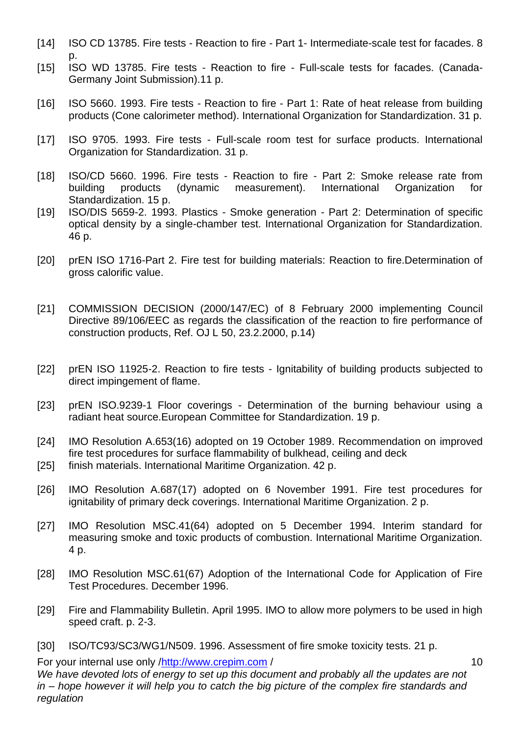[14] ISO CD 13785. Fire tests - Reaction to fire - Part 1- Intermediate-scale test for facades. 8 p.

[15] ISO WD 13785. Fire tests - Reaction to fire - Full-scale tests for facades. (Canada-Germany Joint Submission).11 p.

[16] ISO 5660. 1993. Fire tests - Reaction to fire - Part 1: Rate of heat release from building products (Cone calorimeter method). International Organization for Standardization. 31 p.

[17] ISO 9705. 1993. Fire tests - Full-scale room test for surface products. International Organization for Standardization. 31 p.

[18] ISO/CD 5660. 1996. Fire tests - Reaction to fire - Part 2: Smoke release rate from building products (dynamic measurement). International Organization for Standardization. 15 p.

[19] ISO/DIS 5659-2. 1993. Plastics - Smoke generation - Part 2: Determination of specific optical density by a single-chamber test. International Organization for Standardization. 46 p.

[20] prEN ISO 1716-Part 2. Fire test for building materials: Reaction to fire.Determination of gross calorific value.

[21] COMMISSION DECISION (2000/147/EC) of 8 February 2000 implementing Council Directive 89/106/EEC as regards the classification of the reaction to fire performance of construction products, Ref. OJ L 50, 23.2.2000, p.14)

[22] prEN ISO 11925-2. Reaction to fire tests - Ignitability of building products subjected to direct impingement of flame.

[23] prEN ISO.9239-1 Floor coverings - Determination of the burning behaviour using a radiant heat source.European Committee for Standardization. 19 p.

[24] IMO Resolution A.653(16) adopted on 19 October 1989. Recommendation on improved fire test procedures for surface flammability of bulkhead, ceiling and deck

[25] finish materials. International Maritime Organization. 42 p.

[26] IMO Resolution A.687(17) adopted on 6 November 1991. Fire test procedures for ignitability of primary deck coverings. International Maritime Organization. 2 p.

[27] IMO Resolution MSC.41(64) adopted on 5 December 1994. Interim standard for measuring smoke and toxic products of combustion. International Maritime Organization. 4 p.

[28] IMO Resolution MSC.61(67) Adoption of the International Code for Application of Fire Test Procedures. December 1996.

[29] Fire and Flammability Bulletin. April 1995. IMO to allow more polymers to be used in high speed craft. p. 2-3.

[30] ISO/TC93/SC3/WG1/N509. 1996. Assessment of fire smoke toxicity tests. 21 p.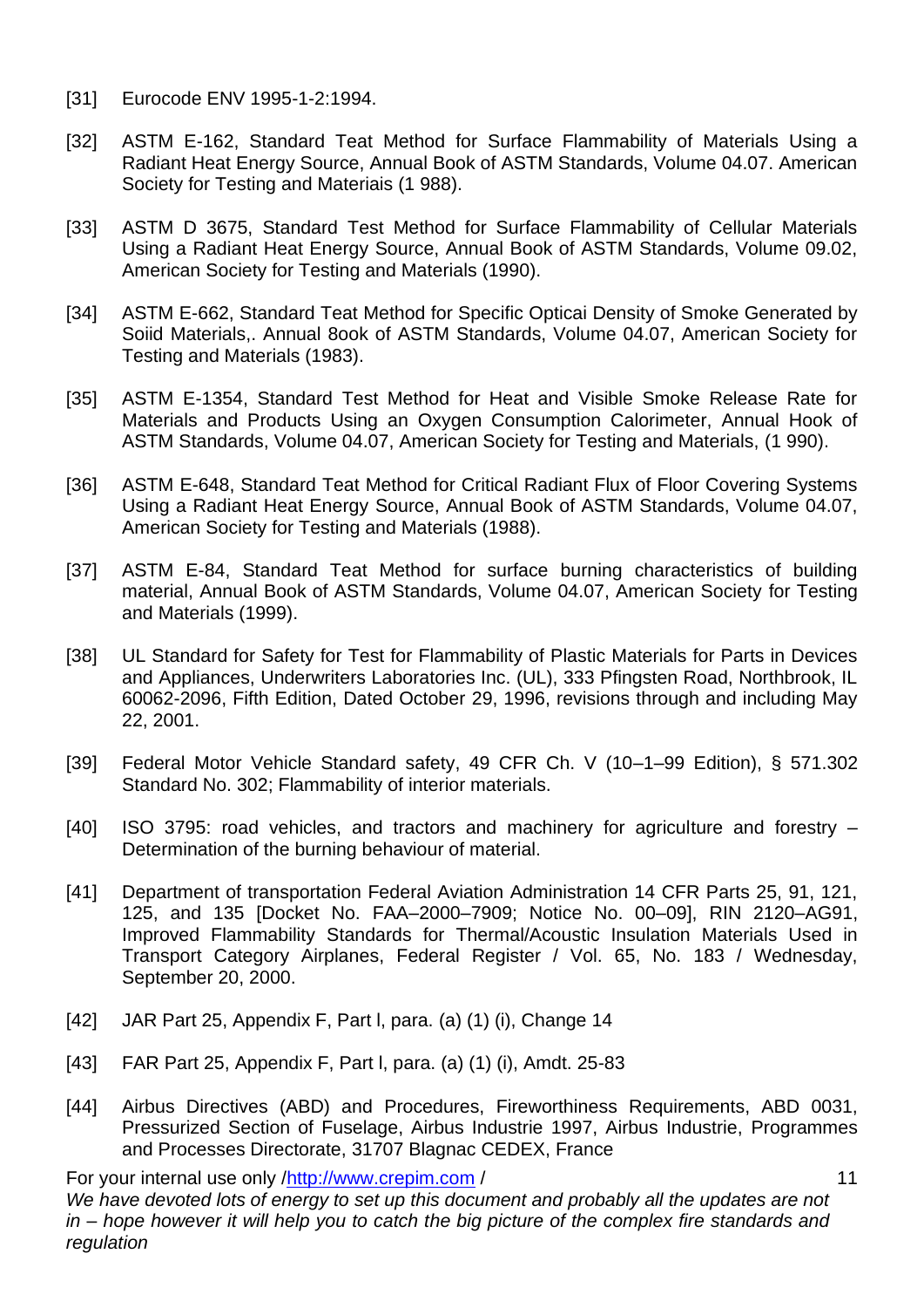[31] Eurocode ENV 1995-1-2:1994.

[32] ASTM E-162, Standard Teat Method for Surface Flammability of Materials Using a Radiant Heat Energy Source, Annual Book of ASTM Standards, Volume 04.07. American Society for Testing and Materiais (1 988).

[33] ASTM D 3675, Standard Test Method for Surface Flammability of Cellular Materials Using a Radiant Heat Energy Source, Annual Book of ASTM Standards, Volume 09.02, American Society for Testing and Materials (1990).

[34] ASTM E-662, Standard Teat Method for Specific Opticai Density of Smoke Generated by Soiid Materials,. Annual 8ook of ASTM Standards, Volume 04.07, American Society for Testing and Materials (1983).

[35] ASTM E-1354, Standard Test Method for Heat and Visible Smoke Release Rate for Materials and Products Using an Oxygen Consumption Calorimeter, Annual Hook of ASTM Standards, Volume 04.07, American Society for Testing and Materials, (1 990).

[36] ASTM E-648, Standard Teat Method for Critical Radiant Flux of Floor Covering Systems Using a Radiant Heat Energy Source, Annual Book of ASTM Standards, Volume 04.07, American Society for Testing and Materials (1988).

[37] ASTM E-84, Standard Teat Method for surface burning characteristics of building material, Annual Book of ASTM Standards, Volume 04.07, American Society for Testing and Materials (1999).

[38] UL Standard for Safety for Test for Flammability of Plastic Materials for Parts in Devices and Appliances, Underwriters Laboratories Inc. (UL), 333 Pfingsten Road, Northbrook, IL 60062-2096, Fifth Edition, Dated October 29, 1996, revisions through and including May 22, 2001.

[39] Federal Motor Vehicle Standard safety, 49 CFR Ch. V (10–1–99 Edition), § 571.302 Standard No. 302; Flammability of interior materials.

[40] ISO 3795: road vehicles, and tractors and machinery for agriculture and forestry – Determination of the burning behaviour of material.

[41] Department of transportation Federal Aviation Administration 14 CFR Parts 25, 91, 121, 125, and 135 [Docket No. FAA–2000–7909; Notice No. 00–09], RIN 2120–AG91, Improved Flammability Standards for Thermal/Acoustic Insulation Materials Used in Transport Category Airplanes, Federal Register / Vol. 65, No. 183 / Wednesday, September 20, 2000.

[42] JAR Part 25, Appendix F, Part l, para. (a) (1) (i), Change 14

[43] FAR Part 25, Appendix F, Part l, para. (a) (1) (i), Amdt. 25-83

[44] Airbus Directives (ABD) and Procedures, Fireworthiness Requirements, ABD 0031, Pressurized Section of Fuselage, Airbus Industrie 1997, Airbus Industrie, Programmes and Processes Directorate, 31707 Blagnac CEDEX, France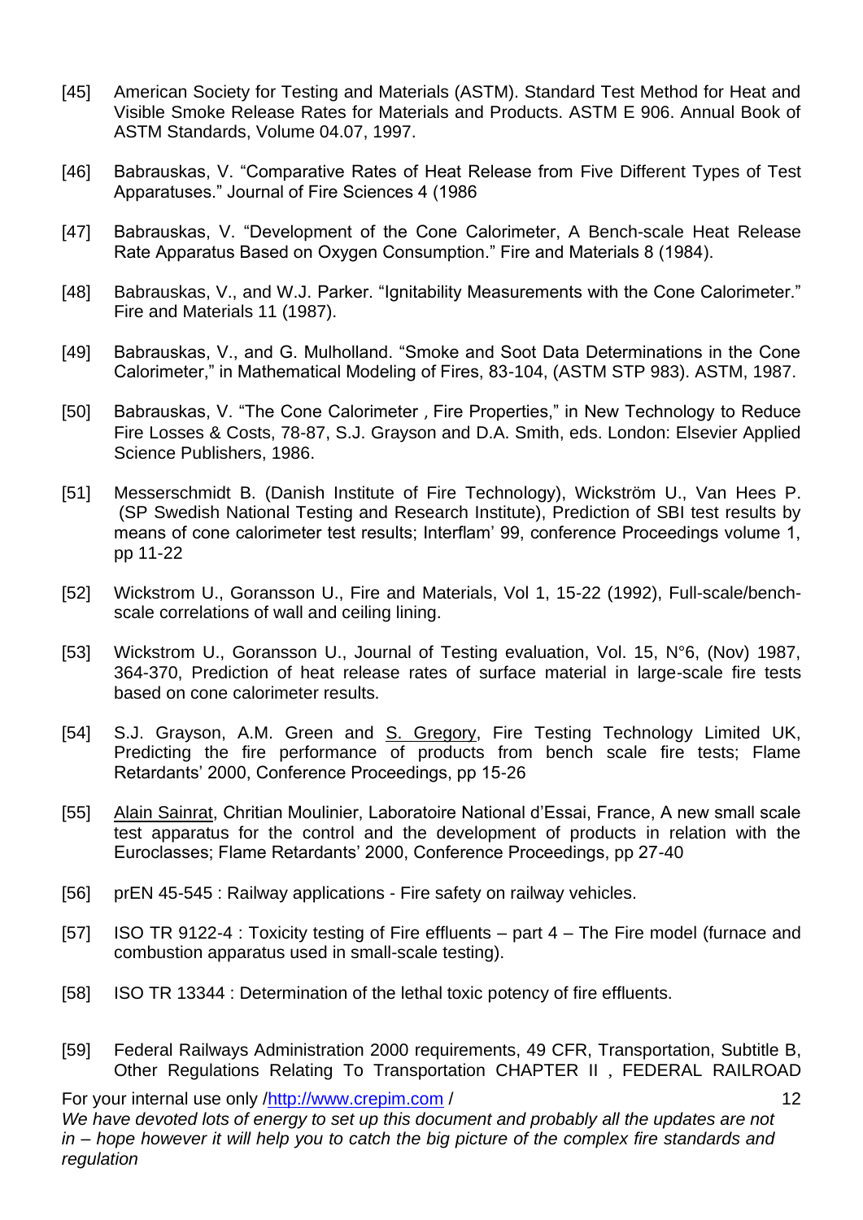[45] American Society for Testing and Materials (ASTM). Standard Test Method for Heat and Visible Smoke Release Rates for Materials and Products. ASTM E 906. Annual Book of ASTM Standards, Volume 04.07, 1997.

[46] Babrauskas, V. "Comparative Rates of Heat Release from Five Different Types of Test Apparatuses." Journal of Fire Sciences 4 (1986

[47] Babrauskas, V. "Development of the Cone Calorimeter, A Bench-scale Heat Release Rate Apparatus Based on Oxygen Consumption." Fire and Materials 8 (1984).

[48] Babrauskas, V., and W.J. Parker. "Ignitability Measurements with the Cone Calorimeter." Fire and Materials 11 (1987).

[49] Babrauskas, V., and G. Mulholland. "Smoke and Soot Data Determinations in the Cone Calorimeter," in Mathematical Modeling of Fires, 83-104, (ASTM STP 983). ASTM, 1987.

[50] Babrauskas, V. "The Cone Calorimeter , Fire Properties," in New Technology to Reduce Fire Losses & Costs, 78-87, S.J. Grayson and D.A. Smith, eds. London: Elsevier Applied Science Publishers, 1986.

[51] Messerschmidt B. (Danish Institute of Fire Technology), Wickström U., Van Hees P. (SP Swedish National Testing and Research Institute), Prediction of SBI test results by means of cone calorimeter test results; Interflam' 99, conference Proceedings volume 1, pp 11-22

[52] Wickstrom U., Goransson U., Fire and Materials, Vol 1, 15-22 (1992), Full-scale/bench-scale correlations of wall and ceiling lining.

[53] Wickstrom U., Goransson U., Journal of Testing evaluation, Vol. 15, N°6, (Nov) 1987, 364-370, Prediction of heat release rates of surface material in large-scale fire tests based on cone calorimeter results.

[54] S.J. Grayson, A.M. Green and S. Gregory, Fire Testing Technology Limited UK, Predicting the fire performance of products from bench scale fire tests; Flame Retardants' 2000, Conference Proceedings, pp 15-26

[55] Alain Sainrat, Chritian Moulinier, Laboratoire National d'Essai, France, A new small scale test apparatus for the control and the development of products in relation with the Euroclasses; Flame Retardants' 2000, Conference Proceedings, pp 27-40

[56] prEN 45-545 : Railway applications - Fire safety on railway vehicles.

[57] ISO TR 9122-4 : Toxicity testing of Fire effluents – part 4 – The Fire model (furnace and combustion apparatus used in small-scale testing).

[58] ISO TR 13344 : Determination of the lethal toxic potency of fire effluents.

[59] Federal Railways Administration 2000 requirements, 49 CFR, Transportation, Subtitle B, Other Regulations Relating To Transportation CHAPTER II , FEDERAL RAILROAD

For your internal use only /http://www.crepim.com /

*We have devoted lots of energy to set up this document and probably all the updates are not in – hope however it will help you to catch the big picture of the complex fire standards and regulation*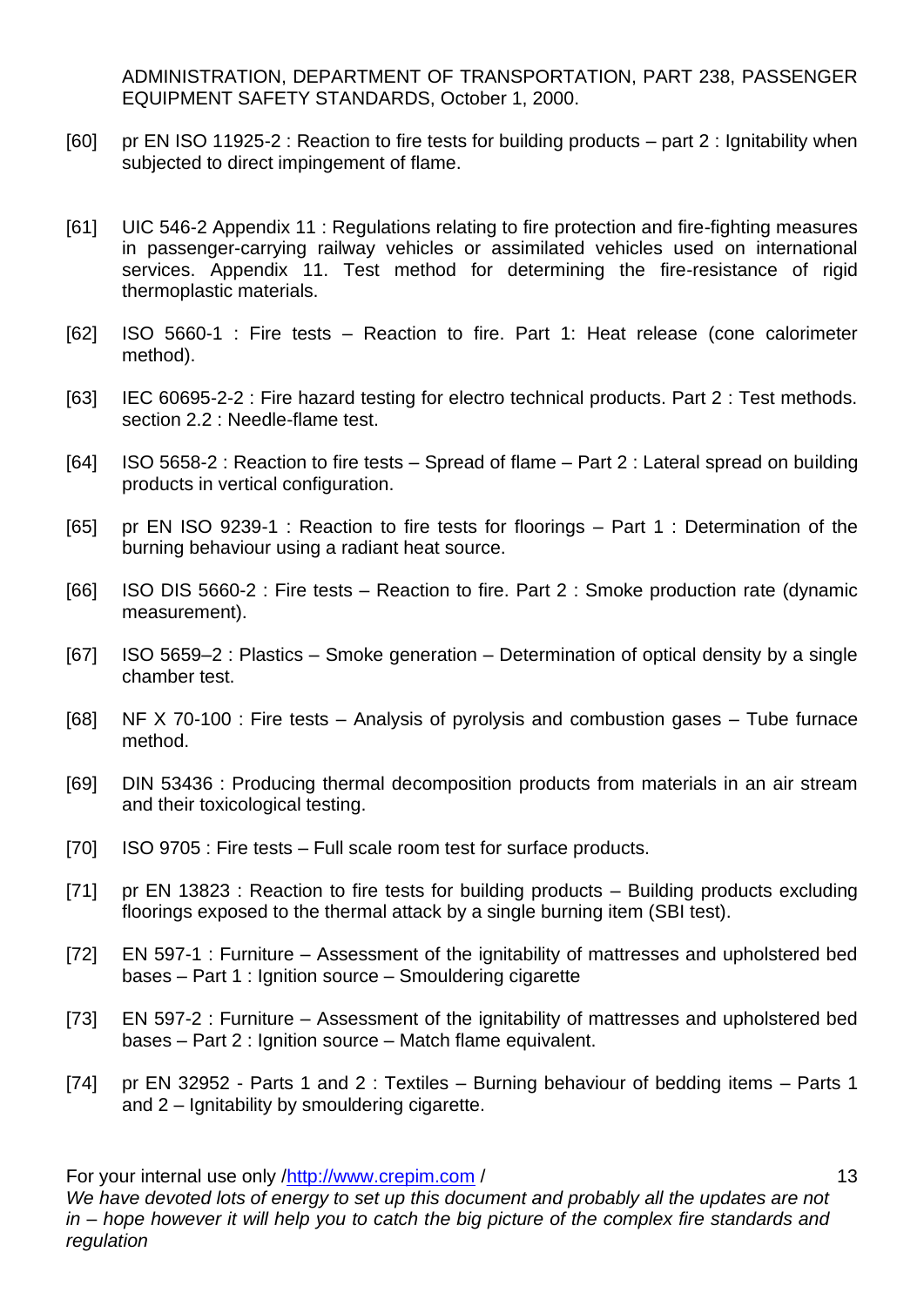ADMINISTRATION, DEPARTMENT OF TRANSPORTATION, PART 238, PASSENGER EQUIPMENT SAFETY STANDARDS, October 1, 2000.

[60] pr EN ISO 11925-2 : Reaction to fire tests for building products – part 2 : Ignitability when subjected to direct impingement of flame.

[61] UIC 546-2 Appendix 11 : Regulations relating to fire protection and fire-fighting measures in passenger-carrying railway vehicles or assimilated vehicles used on international services. Appendix 11. Test method for determining the fire-resistance of rigid thermoplastic materials.

[62] ISO 5660-1 : Fire tests – Reaction to fire. Part 1: Heat release (cone calorimeter method).

[63] IEC 60695-2-2 : Fire hazard testing for electro technical products. Part 2 : Test methods. section 2.2 : Needle-flame test.

[64] ISO 5658-2 : Reaction to fire tests – Spread of flame – Part 2 : Lateral spread on building products in vertical configuration.

[65] pr EN ISO 9239-1 : Reaction to fire tests for floorings – Part 1 : Determination of the burning behaviour using a radiant heat source.

[66] ISO DIS 5660-2 : Fire tests – Reaction to fire. Part 2 : Smoke production rate (dynamic measurement).

[67] ISO 5659–2 : Plastics – Smoke generation – Determination of optical density by a single chamber test.

[68] NF X 70-100 : Fire tests – Analysis of pyrolysis and combustion gases – Tube furnace method.

[69] DIN 53436 : Producing thermal decomposition products from materials in an air stream and their toxicological testing.

[70] ISO 9705 : Fire tests – Full scale room test for surface products.

[71] pr EN 13823 : Reaction to fire tests for building products – Building products excluding floorings exposed to the thermal attack by a single burning item (SBI test).

[72] EN 597-1 : Furniture – Assessment of the ignitability of mattresses and upholstered bed bases – Part 1 : Ignition source – Smouldering cigarette

[73] EN 597-2 : Furniture – Assessment of the ignitability of mattresses and upholstered bed bases – Part 2 : Ignition source – Match flame equivalent.

[74] pr EN 32952 - Parts 1 and 2 : Textiles – Burning behaviour of bedding items – Parts 1 and 2 – Ignitability by smouldering cigarette.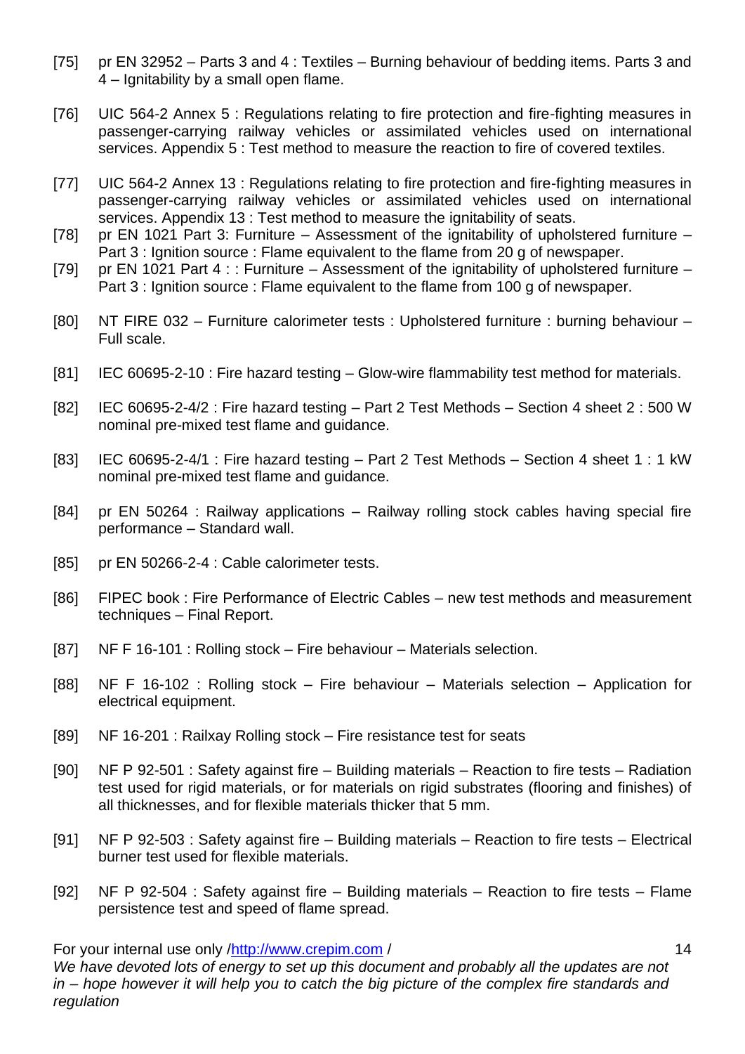[75] pr EN 32952 – Parts 3 and 4 : Textiles – Burning behaviour of bedding items. Parts 3 and 4 – Ignitability by a small open flame.

[76] UIC 564-2 Annex 5 : Regulations relating to fire protection and fire-fighting measures in passenger-carrying railway vehicles or assimilated vehicles used on international services. Appendix 5 : Test method to measure the reaction to fire of covered textiles.

[77] UIC 564-2 Annex 13 : Regulations relating to fire protection and fire-fighting measures in passenger-carrying railway vehicles or assimilated vehicles used on international services. Appendix 13 : Test method to measure the ignitability of seats.

[78] pr EN 1021 Part 3: Furniture – Assessment of the ignitability of upholstered furniture – Part 3 : Ignition source : Flame equivalent to the flame from 20 g of newspaper.

[79] pr EN 1021 Part 4 : : Furniture – Assessment of the ignitability of upholstered furniture – Part 3 : Ignition source : Flame equivalent to the flame from 100 g of newspaper.

[80] NT FIRE 032 – Furniture calorimeter tests : Upholstered furniture : burning behaviour – Full scale.

[81] IEC 60695-2-10 : Fire hazard testing – Glow-wire flammability test method for materials.

[82] IEC 60695-2-4/2 : Fire hazard testing – Part 2 Test Methods – Section 4 sheet 2 : 500 W nominal pre-mixed test flame and guidance.

[83] IEC 60695-2-4/1 : Fire hazard testing – Part 2 Test Methods – Section 4 sheet 1 : 1 kW nominal pre-mixed test flame and guidance.

[84] pr EN 50264 : Railway applications – Railway rolling stock cables having special fire performance – Standard wall.

[85] pr EN 50266-2-4 : Cable calorimeter tests.

[86] FIPEC book : Fire Performance of Electric Cables – new test methods and measurement techniques – Final Report.

[87] NF F 16-101 : Rolling stock – Fire behaviour – Materials selection.

[88] NF F 16-102 : Rolling stock – Fire behaviour – Materials selection – Application for electrical equipment.

[89] NF 16-201 : Railxay Rolling stock – Fire resistance test for seats

[90] NF P 92-501 : Safety against fire – Building materials – Reaction to fire tests – Radiation test used for rigid materials, or for materials on rigid substrates (flooring and finishes) of all thicknesses, and for flexible materials thicker that 5 mm.

[91] NF P 92-503 : Safety against fire – Building materials – Reaction to fire tests – Electrical burner test used for flexible materials.

[92] NF P 92-504 : Safety against fire – Building materials – Reaction to fire tests – Flame persistence test and speed of flame spread.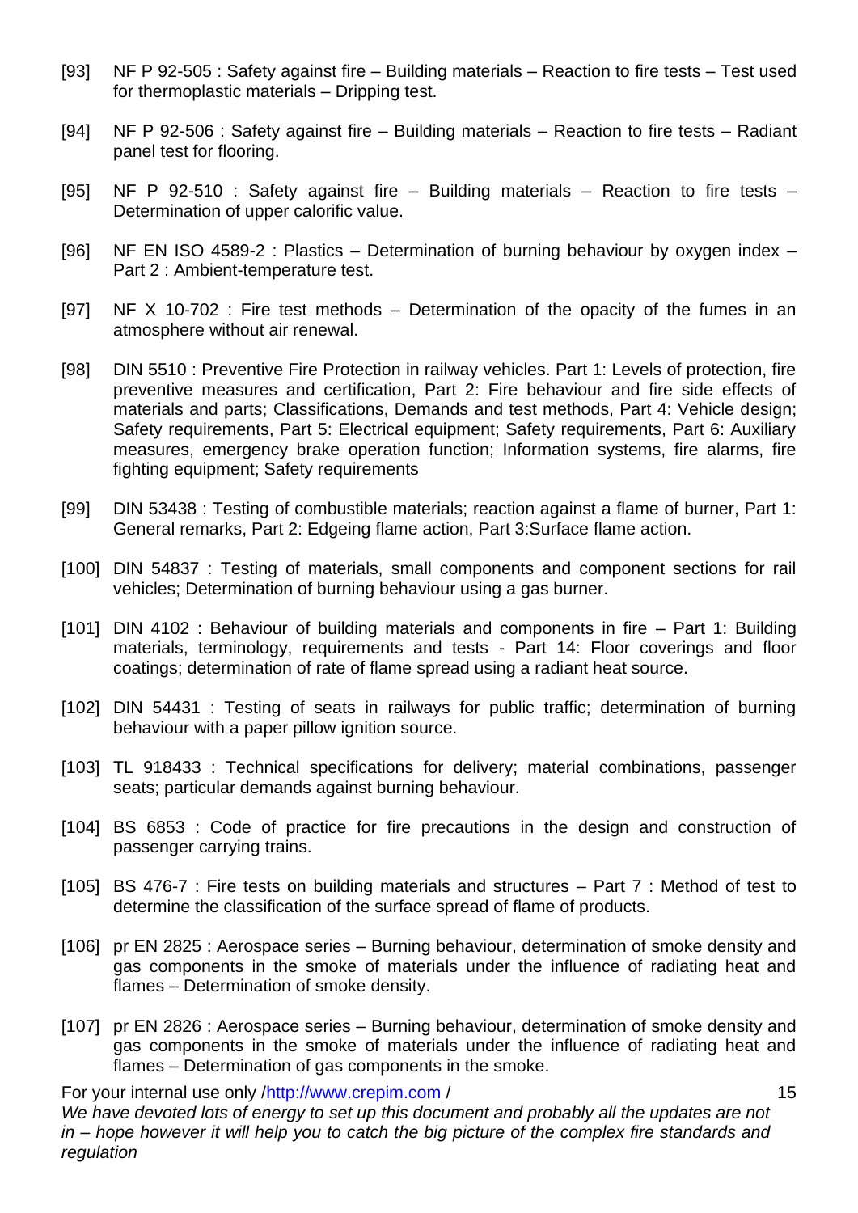[93] NF P 92-505 : Safety against fire – Building materials – Reaction to fire tests – Test used for thermoplastic materials – Dripping test.

[94] NF P 92-506 : Safety against fire – Building materials – Reaction to fire tests – Radiant panel test for flooring.

[95] NF P 92-510 : Safety against fire – Building materials – Reaction to fire tests – Determination of upper calorific value.

[96] NF EN ISO 4589-2 : Plastics – Determination of burning behaviour by oxygen index – Part 2 : Ambient-temperature test.

[97] NF X 10-702 : Fire test methods – Determination of the opacity of the fumes in an atmosphere without air renewal.

[98] DIN 5510 : Preventive Fire Protection in railway vehicles. Part 1: Levels of protection, fire preventive measures and certification, Part 2: Fire behaviour and fire side effects of materials and parts; Classifications, Demands and test methods, Part 4: Vehicle design; Safety requirements, Part 5: Electrical equipment; Safety requirements, Part 6: Auxiliary measures, emergency brake operation function; Information systems, fire alarms, fire fighting equipment; Safety requirements

[99] DIN 53438 : Testing of combustible materials; reaction against a flame of burner, Part 1: General remarks, Part 2: Edgeing flame action, Part 3:Surface flame action.

[100] DIN 54837 : Testing of materials, small components and component sections for rail vehicles; Determination of burning behaviour using a gas burner.

[101] DIN 4102 : Behaviour of building materials and components in fire – Part 1: Building materials, terminology, requirements and tests - Part 14: Floor coverings and floor coatings; determination of rate of flame spread using a radiant heat source.

[102] DIN 54431 : Testing of seats in railways for public traffic; determination of burning behaviour with a paper pillow ignition source.

[103] TL 918433 : Technical specifications for delivery; material combinations, passenger seats; particular demands against burning behaviour.

[104] BS 6853 : Code of practice for fire precautions in the design and construction of passenger carrying trains.

[105] BS 476-7 : Fire tests on building materials and structures – Part 7 : Method of test to determine the classification of the surface spread of flame of products.

[106] pr EN 2825 : Aerospace series – Burning behaviour, determination of smoke density and gas components in the smoke of materials under the influence of radiating heat and flames – Determination of smoke density.

[107] pr EN 2826 : Aerospace series – Burning behaviour, determination of smoke density and gas components in the smoke of materials under the influence of radiating heat and flames – Determination of gas components in the smoke.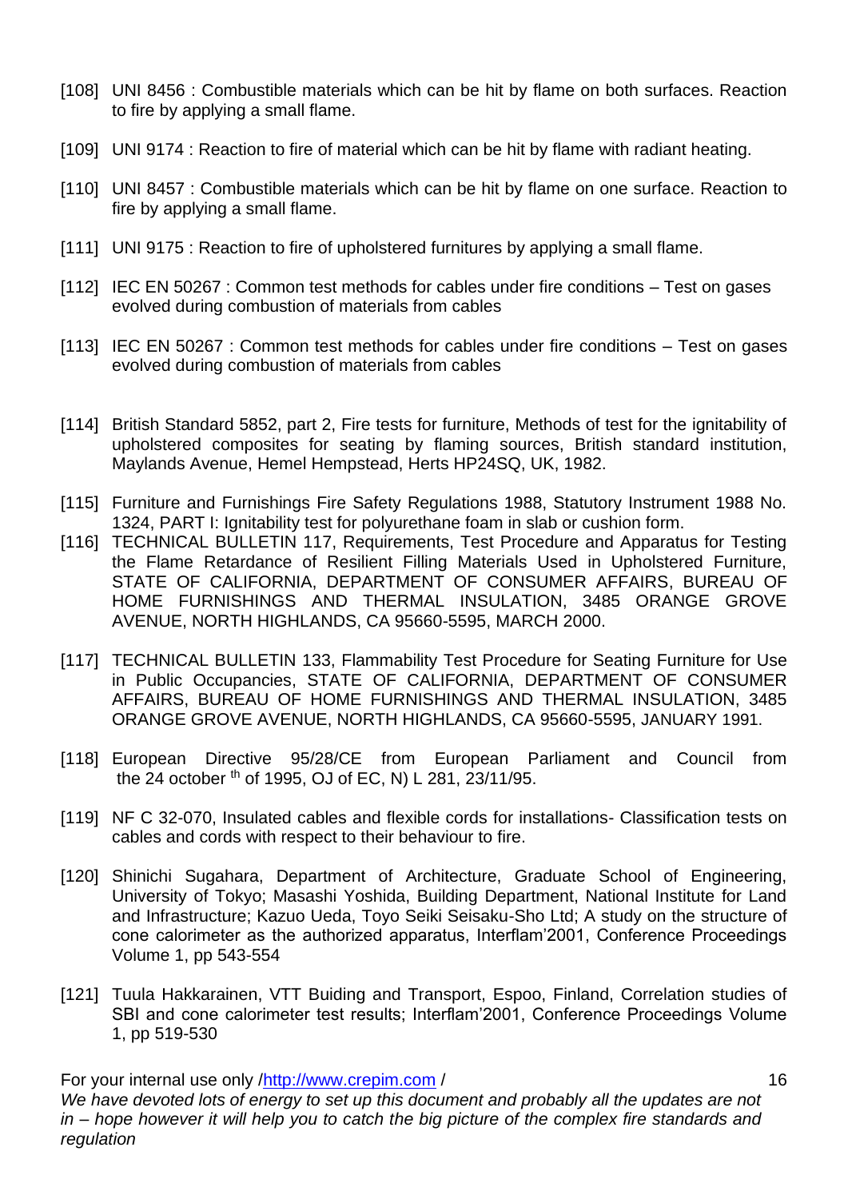[108] UNI 8456 : Combustible materials which can be hit by flame on both surfaces. Reaction to fire by applying a small flame.

[109] UNI 9174 : Reaction to fire of material which can be hit by flame with radiant heating.

[110] UNI 8457 : Combustible materials which can be hit by flame on one surface. Reaction to fire by applying a small flame.

[111] UNI 9175 : Reaction to fire of upholstered furnitures by applying a small flame.

[112] IEC EN 50267 : Common test methods for cables under fire conditions – Test on gases evolved during combustion of materials from cables

[113] IEC EN 50267 : Common test methods for cables under fire conditions – Test on gases evolved during combustion of materials from cables

[114] British Standard 5852, part 2, Fire tests for furniture, Methods of test for the ignitability of upholstered composites for seating by flaming sources, British standard institution, Maylands Avenue, Hemel Hempstead, Herts HP24SQ, UK, 1982.

[115] Furniture and Furnishings Fire Safety Regulations 1988, Statutory Instrument 1988 No. 1324, PART I: Ignitability test for polyurethane foam in slab or cushion form.

[116] TECHNICAL BULLETIN 117, Requirements, Test Procedure and Apparatus for Testing the Flame Retardance of Resilient Filling Materials Used in Upholstered Furniture, STATE OF CALIFORNIA, DEPARTMENT OF CONSUMER AFFAIRS, BUREAU OF HOME FURNISHINGS AND THERMAL INSULATION, 3485 ORANGE GROVE AVENUE, NORTH HIGHLANDS, CA 95660-5595, MARCH 2000.

[117] TECHNICAL BULLETIN 133, Flammability Test Procedure for Seating Furniture for Use in Public Occupancies, STATE OF CALIFORNIA, DEPARTMENT OF CONSUMER AFFAIRS, BUREAU OF HOME FURNISHINGS AND THERMAL INSULATION, 3485 ORANGE GROVE AVENUE, NORTH HIGHLANDS, CA 95660-5595, JANUARY 1991.

[118] European Directive 95/28/CE from European Parliament and Council from the 24 october th of 1995, OJ of EC, N) L 281, 23/11/95.

[119] NF C 32-070, Insulated cables and flexible cords for installations- Classification tests on cables and cords with respect to their behaviour to fire.

[120] Shinichi Sugahara, Department of Architecture, Graduate School of Engineering, University of Tokyo; Masashi Yoshida, Building Department, National Institute for Land and Infrastructure; Kazuo Ueda, Toyo Seiki Seisaku-Sho Ltd; A study on the structure of cone calorimeter as the authorized apparatus, Interflam'2001, Conference Proceedings Volume 1, pp 543-554

[121] Tuula Hakkarainen, VTT Buiding and Transport, Espoo, Finland, Correlation studies of SBI and cone calorimeter test results; Interflam'2001, Conference Proceedings Volume 1, pp 519-530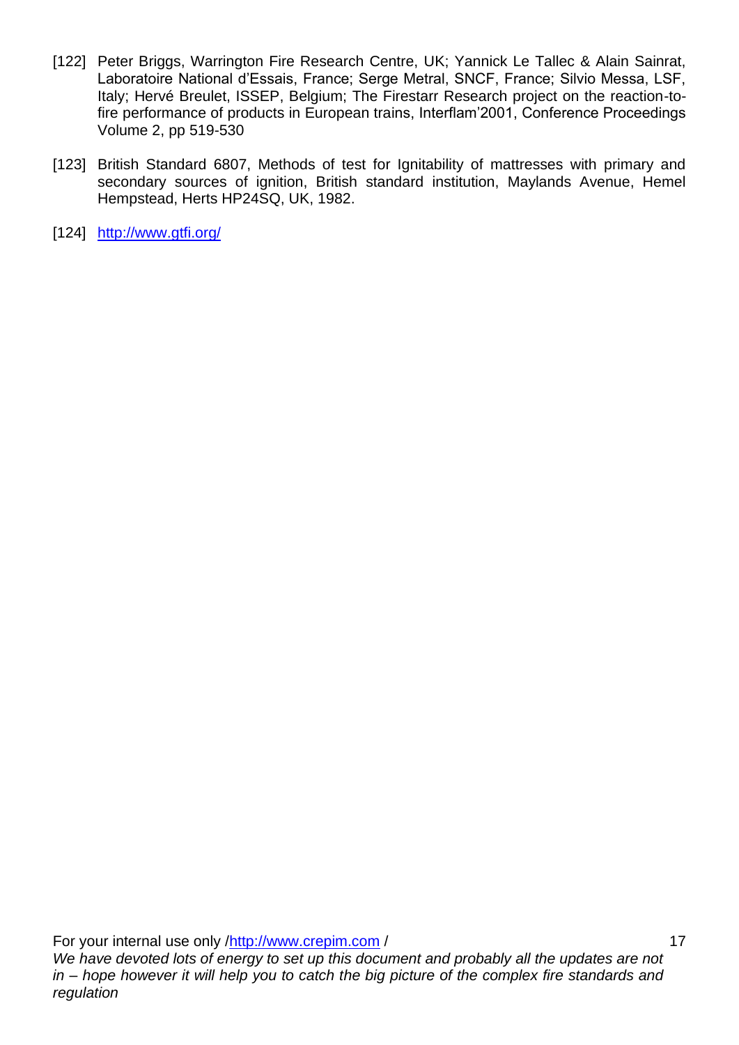[122] Peter Briggs, Warrington Fire Research Centre, UK; Yannick Le Tallec & Alain Sainrat, Laboratoire National d'Essais, France; Serge Metral, SNCF, France; Silvio Messa, LSF, Italy; Hervé Breulet, ISSEP, Belgium; The Firestarr Research project on the reaction-to-fire performance of products in European trains, Interflam'2001, Conference Proceedings Volume 2, pp 519-530

[123] British Standard 6807, Methods of test for Ignitability of mattresses with primary and secondary sources of ignition, British standard institution, Maylands Avenue, Hemel Hempstead, Herts HP24SQ, UK, 1982.

[124] http://www.gtfi.org/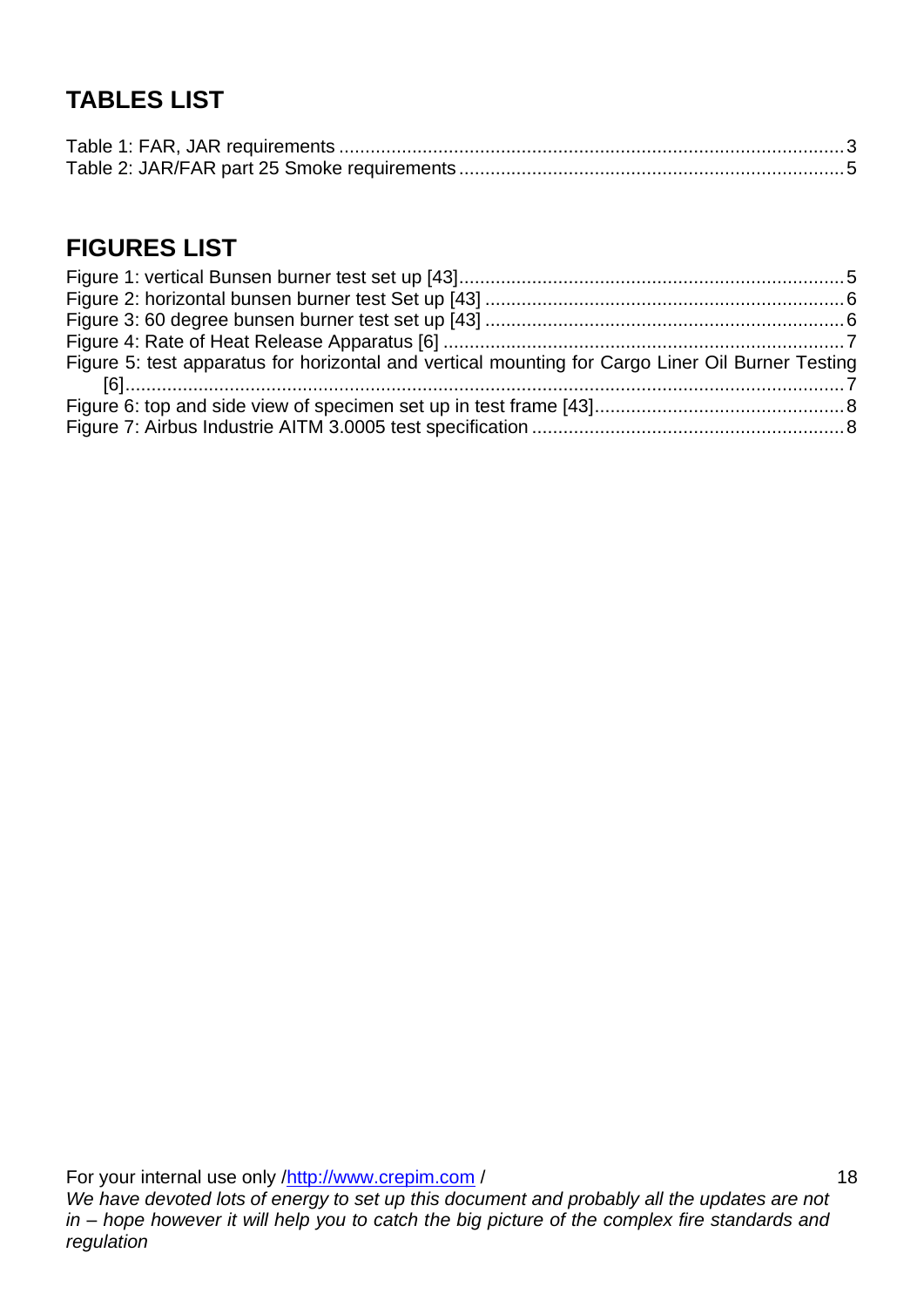## TABLES LIST

Table 1: FAR, JAR requirements ........................................................................................................ 3
Table 2: JAR/FAR part 25 Smoke requirements ............................................................................... 5

## FIGURES LIST

Figure 1: vertical Bunsen burner test set up [43] ................................................................................ 5
Figure 2: horizontal bunsen burner test Set up [43] ........................................................................... 6
Figure 3: 60 degree bunsen burner test set up [43] ........................................................................... 6
Figure 4: Rate of Heat Release Apparatus [6] .................................................................................... 7
Figure 5: test apparatus for horizontal and vertical mounting for Cargo Liner Oil Burner Testing [6] .................................................................................................................................................. 7
Figure 6: top and side view of specimen set up in test frame [43] ...................................................... 8
Figure 7: Airbus Industrie AITM 3.0005 test specification .................................................................. 8

For your internal use only /http://www.crepim.com /

*We have devoted lots of energy to set up this document and probably all the updates are not in – hope however it will help you to catch the big picture of the complex fire standards and regulation*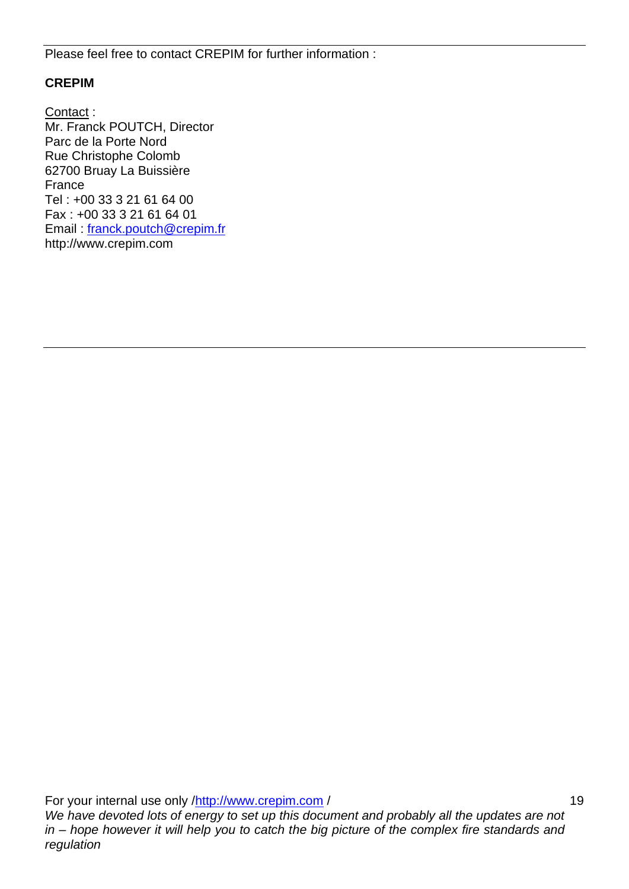Please feel free to contact CREPIM for further information :

**CREPIM**

Contact :
Mr. Franck POUTCH, Director
Parc de la Porte Nord
Rue Christophe Colomb
62700 Bruay La Buissière
France
Tel : +00 33 3 21 61 64 00
Fax : +00 33 3 21 61 64 01
Email : franck.poutch@crepim.fr
http://www.crepim.com